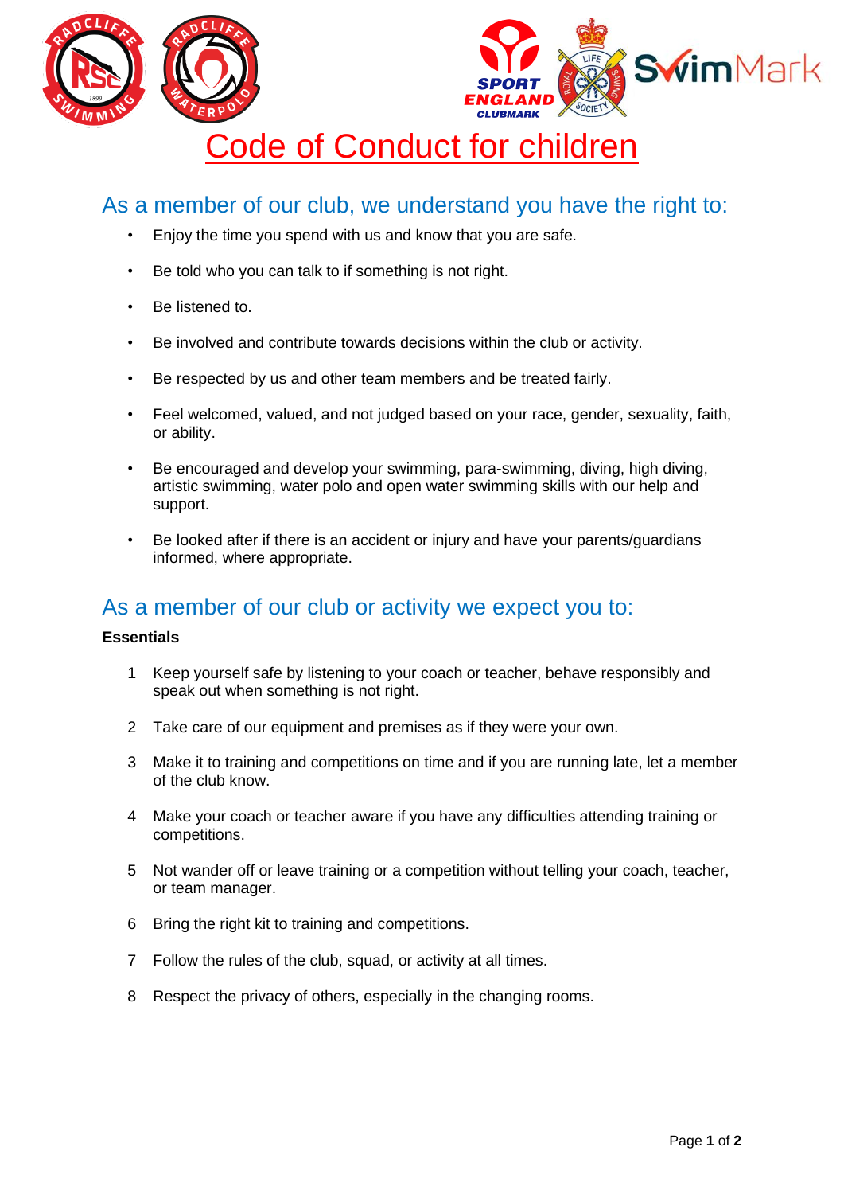# Code of Conduct for children

## As a member of our club, we understand you have the right to:

- Enjoy the time you spend with us and know that you are safe.
- Be told who you can talk to if something is not right.
- Be listened to.
- Be involved and contribute towards decisions within the club or activity.
- Be respected by us and other team members and be treated fairly.
- Feel welcomed, valued, and not judged based on your race, gender, sexuality, faith, or ability.
- Be encouraged and develop your swimming, para-swimming, diving, high diving, artistic swimming, water polo and open water swimming skills with our help and support.
- Be looked after if there is an accident or injury and have your parents/guardians informed, where appropriate.

## As a member of our club or activity we expect you to:

**Essentials**

1. Keep yourself safe by listening to your coach or teacher, behave responsibly and speak out when something is not right.
2. Take care of our equipment and premises as if they were your own.
3. Make it to training and competitions on time and if you are running late, let a member of the club know.
4. Make your coach or teacher aware if you have any difficulties attending training or competitions.
5. Not wander off or leave training or a competition without telling your coach, teacher, or team manager.
6. Bring the right kit to training and competitions.
7. Follow the rules of the club, squad, or activity at all times.
8. Respect the privacy of others, especially in the changing rooms.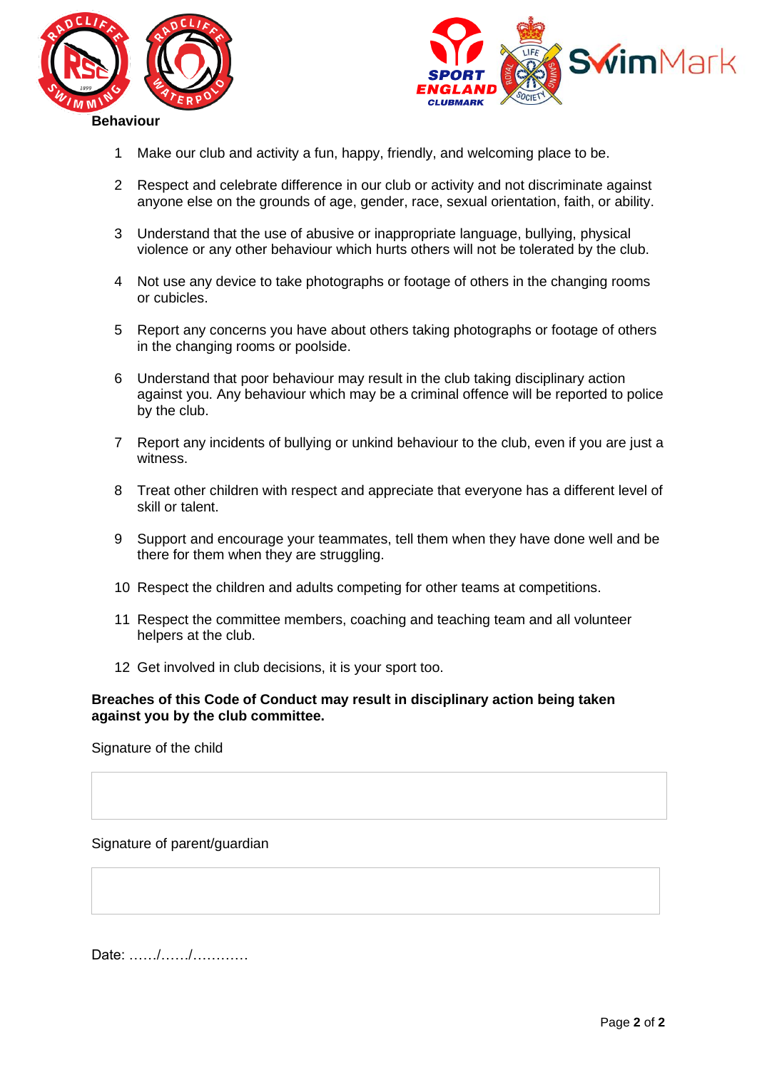**Behaviour**

1. Make our club and activity a fun, happy, friendly, and welcoming place to be.
2. Respect and celebrate difference in our club or activity and not discriminate against anyone else on the grounds of age, gender, race, sexual orientation, faith, or ability.
3. Understand that the use of abusive or inappropriate language, bullying, physical violence or any other behaviour which hurts others will not be tolerated by the club.
4. Not use any device to take photographs or footage of others in the changing rooms or cubicles.
5. Report any concerns you have about others taking photographs or footage of others in the changing rooms or poolside.
6. Understand that poor behaviour may result in the club taking disciplinary action against you. Any behaviour which may be a criminal offence will be reported to police by the club.
7. Report any incidents of bullying or unkind behaviour to the club, even if you are just a witness.
8. Treat other children with respect and appreciate that everyone has a different level of skill or talent.
9. Support and encourage your teammates, tell them when they have done well and be there for them when they are struggling.
10. Respect the children and adults competing for other teams at competitions.
11. Respect the committee members, coaching and teaching team and all volunteer helpers at the club.
12. Get involved in club decisions, it is your sport too.

**Breaches of this Code of Conduct may result in disciplinary action being taken against you by the club committee.**

Signature of the child

Signature of parent/guardian

Date: ……/……/…………